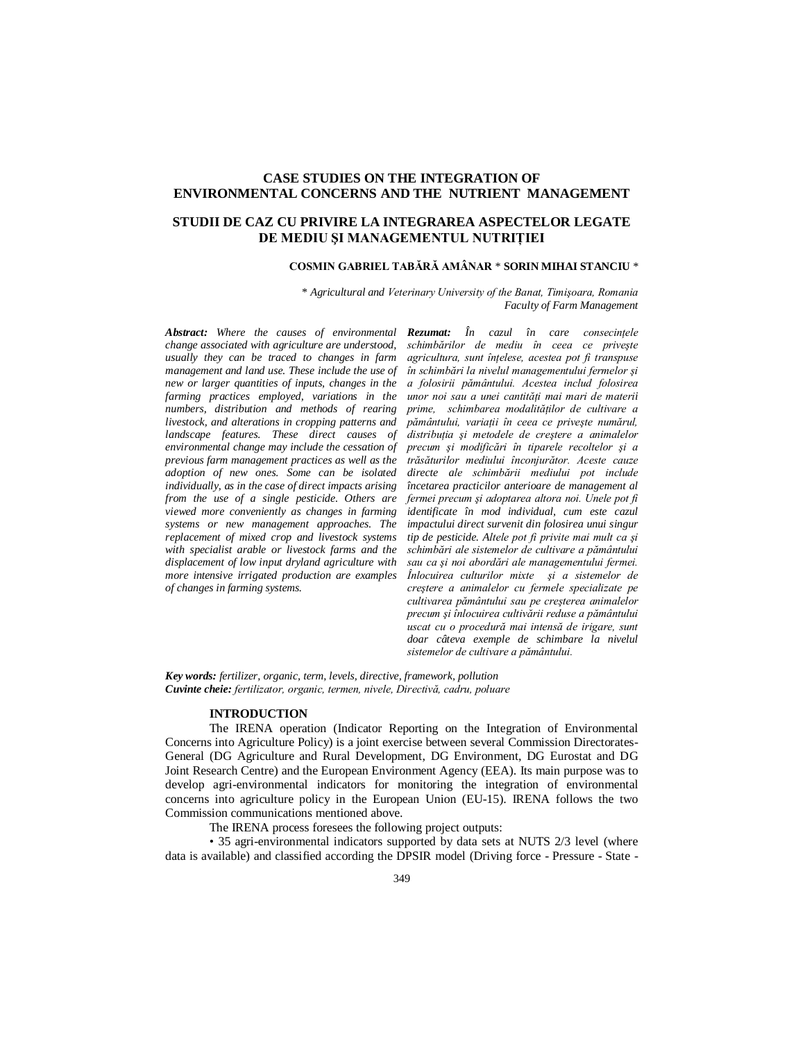# CASE STUDIES ON THE INTEGRATION OF ENVIRONMENTAL CONCERNS AND THE NUTRIENT MANAGEMENT

# STUDII DE CAZ CU PRIVIRE LA INTEGRAREA ASPECTELOR LEGATE DE MEDIU ȘI MANAGEMENTUL NUTRIȚIEI

**COSMIN GABRIEL TABĂRĂ AMÂNAR * SORIN MIHAI STANCIU ***

*\* Agricultural and Veterinary University of the Banat, Timişoara, Romania*
*Faculty of Farm Management*

***Abstract:*** *Where the causes of environmental change associated with agriculture are understood, usually they can be traced to changes in farm management and land use. These include the use of new or larger quantities of inputs, changes in the farming practices employed, variations in the numbers, distribution and methods of rearing livestock, and alterations in cropping patterns and landscape features. These direct causes of environmental change may include the cessation of previous farm management practices as well as the adoption of new ones. Some can be isolated individually, as in the case of direct impacts arising from the use of a single pesticide. Others are viewed more conveniently as changes in farming systems or new management approaches. The replacement of mixed crop and livestock systems with specialist arable or livestock farms and the displacement of low input dryland agriculture with more intensive irrigated production are examples of changes in farming systems.*

***Rezumat:*** *În cazul în care consecințele schimbărilor de mediu în ceea ce privește agricultura, sunt înțelese, acestea pot fi transpuse în schimbări la nivelul managementului fermelor şi a folosirii pământului. Acestea includ folosirea unor noi sau a unei cantități mai mari de materii prime, schimbarea modalităților de cultivare a pământului, variații în ceea ce priveşte numărul, distribuția şi metodele de creştere a animalelor precum şi modificări în tiparele recoltelor şi a trăsăturilor mediului înconjurător. Aceste cauze directe ale schimbării mediului pot include încetarea practicilor anterioare de management al fermei precum şi adoptarea altora noi. Unele pot fi identificate în mod individual, cum este cazul impactului direct survenit din folosirea unui singur tip de pesticide. Altele pot fi privite mai mult ca şi schimbări ale sistemelor de cultivare a pământului sau ca şi noi abordări ale managementului fermei. Înlocuirea culturilor mixte şi a sistemelor de creştere a animalelor cu fermele specializate pe cultivarea pământului sau pe creşterea animalelor precum şi înlocuirea cultivării reduse a pământului uscat cu o procedură mai intensă de irigare, sunt doar câteva exemple de schimbare la nivelul sistemelor de cultivare a pământului.*

***Key words:*** *fertilizer, organic, term, levels, directive, framework, pollution*
***Cuvinte cheie:*** *fertilizator, organic, termen, nivele, Directivă, cadru, poluare*

## INTRODUCTION

The IRENA operation (Indicator Reporting on the Integration of Environmental Concerns into Agriculture Policy) is a joint exercise between several Commission Directorates-General (DG Agriculture and Rural Development, DG Environment, DG Eurostat and DG Joint Research Centre) and the European Environment Agency (EEA). Its main purpose was to develop agri-environmental indicators for monitoring the integration of environmental concerns into agriculture policy in the European Union (EU-15). IRENA follows the two Commission communications mentioned above.

The IRENA process foresees the following project outputs:

• 35 agri-environmental indicators supported by data sets at NUTS 2/3 level (where data is available) and classified according the DPSIR model (Driving force - Pressure - State -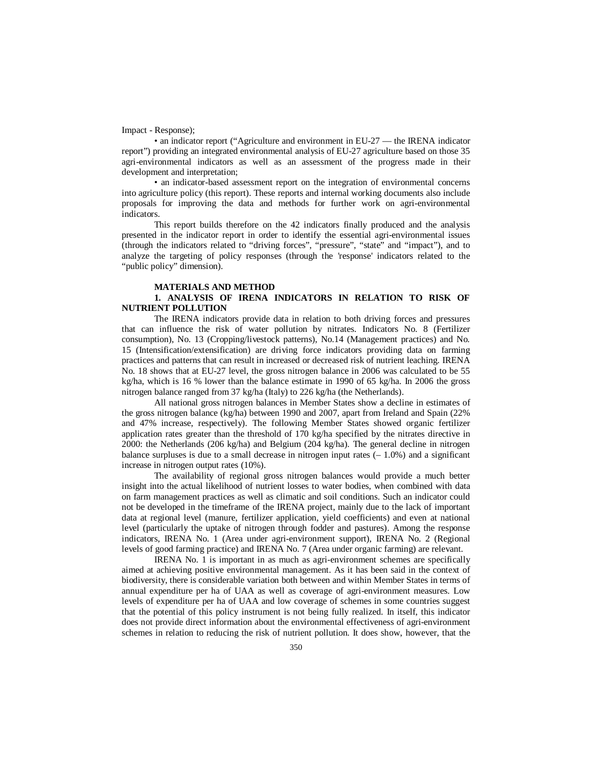Impact - Response);

• an indicator report ("Agriculture and environment in EU-27 — the IRENA indicator report") providing an integrated environmental analysis of EU-27 agriculture based on those 35 agri-environmental indicators as well as an assessment of the progress made in their development and interpretation;

• an indicator-based assessment report on the integration of environmental concerns into agriculture policy (this report). These reports and internal working documents also include proposals for improving the data and methods for further work on agri-environmental indicators.

This report builds therefore on the 42 indicators finally produced and the analysis presented in the indicator report in order to identify the essential agri-environmental issues (through the indicators related to "driving forces", "pressure", "state" and "impact"), and to analyze the targeting of policy responses (through the 'response' indicators related to the "public policy" dimension).

## MATERIALS AND METHOD

### 1. ANALYSIS OF IRENA INDICATORS IN RELATION TO RISK OF NUTRIENT POLLUTION

The IRENA indicators provide data in relation to both driving forces and pressures that can influence the risk of water pollution by nitrates. Indicators No. 8 (Fertilizer consumption), No. 13 (Cropping/livestock patterns), No.14 (Management practices) and No. 15 (Intensification/extensification) are driving force indicators providing data on farming practices and patterns that can result in increased or decreased risk of nutrient leaching. IRENA No. 18 shows that at EU-27 level, the gross nitrogen balance in 2006 was calculated to be 55 kg/ha, which is 16 % lower than the balance estimate in 1990 of 65 kg/ha. In 2006 the gross nitrogen balance ranged from 37 kg/ha (Italy) to 226 kg/ha (the Netherlands).

All national gross nitrogen balances in Member States show a decline in estimates of the gross nitrogen balance (kg/ha) between 1990 and 2007, apart from Ireland and Spain (22% and 47% increase, respectively). The following Member States showed organic fertilizer application rates greater than the threshold of 170 kg/ha specified by the nitrates directive in 2000: the Netherlands (206 kg/ha) and Belgium (204 kg/ha). The general decline in nitrogen balance surpluses is due to a small decrease in nitrogen input rates (– 1.0%) and a significant increase in nitrogen output rates (10%).

The availability of regional gross nitrogen balances would provide a much better insight into the actual likelihood of nutrient losses to water bodies, when combined with data on farm management practices as well as climatic and soil conditions. Such an indicator could not be developed in the timeframe of the IRENA project, mainly due to the lack of important data at regional level (manure, fertilizer application, yield coefficients) and even at national level (particularly the uptake of nitrogen through fodder and pastures). Among the response indicators, IRENA No. 1 (Area under agri-environment support), IRENA No. 2 (Regional levels of good farming practice) and IRENA No. 7 (Area under organic farming) are relevant.

IRENA No. 1 is important in as much as agri-environment schemes are specifically aimed at achieving positive environmental management. As it has been said in the context of biodiversity, there is considerable variation both between and within Member States in terms of annual expenditure per ha of UAA as well as coverage of agri-environment measures. Low levels of expenditure per ha of UAA and low coverage of schemes in some countries suggest that the potential of this policy instrument is not being fully realized. In itself, this indicator does not provide direct information about the environmental effectiveness of agri-environment schemes in relation to reducing the risk of nutrient pollution. It does show, however, that the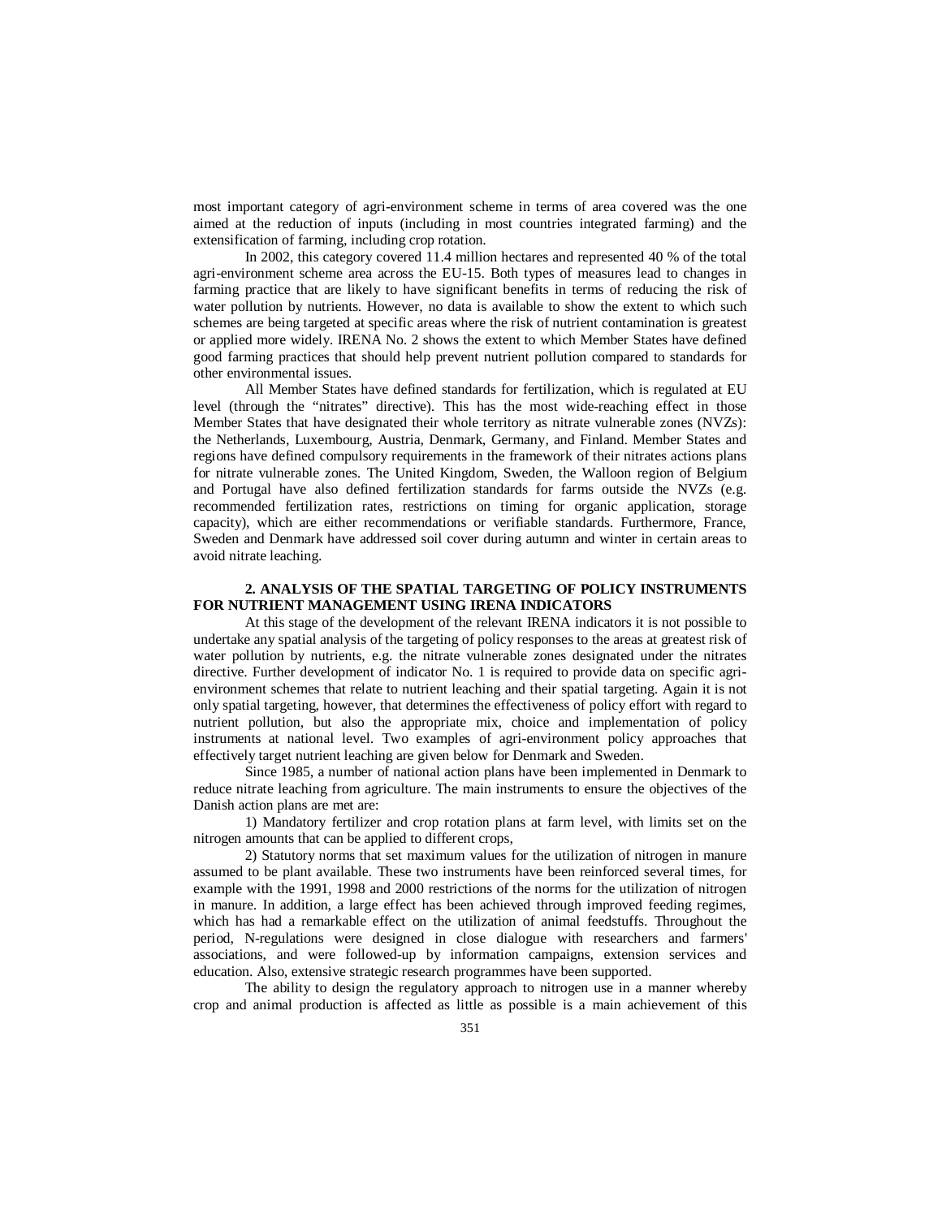most important category of agri-environment scheme in terms of area covered was the one aimed at the reduction of inputs (including in most countries integrated farming) and the extensification of farming, including crop rotation.

In 2002, this category covered 11.4 million hectares and represented 40 % of the total agri-environment scheme area across the EU-15. Both types of measures lead to changes in farming practice that are likely to have significant benefits in terms of reducing the risk of water pollution by nutrients. However, no data is available to show the extent to which such schemes are being targeted at specific areas where the risk of nutrient contamination is greatest or applied more widely. IRENA No. 2 shows the extent to which Member States have defined good farming practices that should help prevent nutrient pollution compared to standards for other environmental issues.

All Member States have defined standards for fertilization, which is regulated at EU level (through the "nitrates" directive). This has the most wide-reaching effect in those Member States that have designated their whole territory as nitrate vulnerable zones (NVZs): the Netherlands, Luxembourg, Austria, Denmark, Germany, and Finland. Member States and regions have defined compulsory requirements in the framework of their nitrates actions plans for nitrate vulnerable zones. The United Kingdom, Sweden, the Walloon region of Belgium and Portugal have also defined fertilization standards for farms outside the NVZs (e.g. recommended fertilization rates, restrictions on timing for organic application, storage capacity), which are either recommendations or verifiable standards. Furthermore, France, Sweden and Denmark have addressed soil cover during autumn and winter in certain areas to avoid nitrate leaching.

## 2. ANALYSIS OF THE SPATIAL TARGETING OF POLICY INSTRUMENTS FOR NUTRIENT MANAGEMENT USING IRENA INDICATORS

At this stage of the development of the relevant IRENA indicators it is not possible to undertake any spatial analysis of the targeting of policy responses to the areas at greatest risk of water pollution by nutrients, e.g. the nitrate vulnerable zones designated under the nitrates directive. Further development of indicator No. 1 is required to provide data on specific agri-environment schemes that relate to nutrient leaching and their spatial targeting. Again it is not only spatial targeting, however, that determines the effectiveness of policy effort with regard to nutrient pollution, but also the appropriate mix, choice and implementation of policy instruments at national level. Two examples of agri-environment policy approaches that effectively target nutrient leaching are given below for Denmark and Sweden.

Since 1985, a number of national action plans have been implemented in Denmark to reduce nitrate leaching from agriculture. The main instruments to ensure the objectives of the Danish action plans are met are:

1) Mandatory fertilizer and crop rotation plans at farm level, with limits set on the nitrogen amounts that can be applied to different crops,

2) Statutory norms that set maximum values for the utilization of nitrogen in manure assumed to be plant available. These two instruments have been reinforced several times, for example with the 1991, 1998 and 2000 restrictions of the norms for the utilization of nitrogen in manure. In addition, a large effect has been achieved through improved feeding regimes, which has had a remarkable effect on the utilization of animal feedstuffs. Throughout the period, N-regulations were designed in close dialogue with researchers and farmers' associations, and were followed-up by information campaigns, extension services and education. Also, extensive strategic research programmes have been supported.

The ability to design the regulatory approach to nitrogen use in a manner whereby crop and animal production is affected as little as possible is a main achievement of this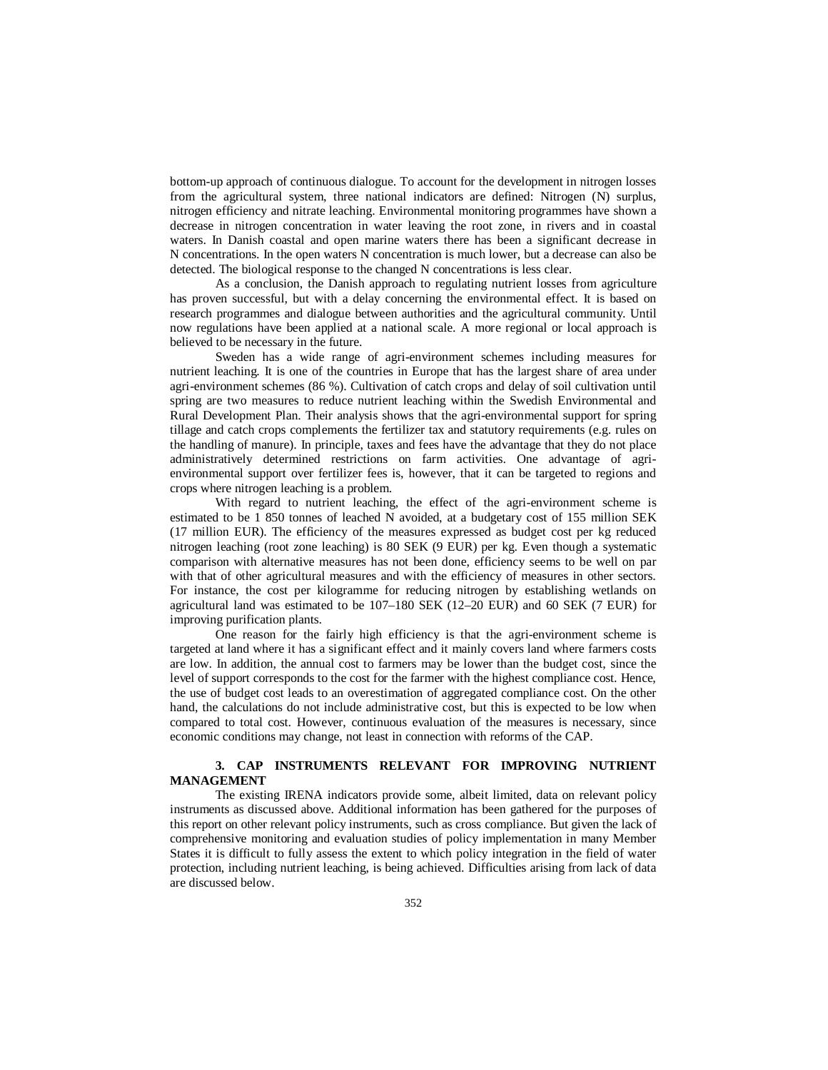bottom-up approach of continuous dialogue. To account for the development in nitrogen losses from the agricultural system, three national indicators are defined: Nitrogen (N) surplus, nitrogen efficiency and nitrate leaching. Environmental monitoring programmes have shown a decrease in nitrogen concentration in water leaving the root zone, in rivers and in coastal waters. In Danish coastal and open marine waters there has been a significant decrease in N concentrations. In the open waters N concentration is much lower, but a decrease can also be detected. The biological response to the changed N concentrations is less clear.

As a conclusion, the Danish approach to regulating nutrient losses from agriculture has proven successful, but with a delay concerning the environmental effect. It is based on research programmes and dialogue between authorities and the agricultural community. Until now regulations have been applied at a national scale. A more regional or local approach is believed to be necessary in the future.

Sweden has a wide range of agri-environment schemes including measures for nutrient leaching. It is one of the countries in Europe that has the largest share of area under agri-environment schemes (86 %). Cultivation of catch crops and delay of soil cultivation until spring are two measures to reduce nutrient leaching within the Swedish Environmental and Rural Development Plan. Their analysis shows that the agri-environmental support for spring tillage and catch crops complements the fertilizer tax and statutory requirements (e.g. rules on the handling of manure). In principle, taxes and fees have the advantage that they do not place administratively determined restrictions on farm activities. One advantage of agri-environmental support over fertilizer fees is, however, that it can be targeted to regions and crops where nitrogen leaching is a problem.

With regard to nutrient leaching, the effect of the agri-environment scheme is estimated to be 1 850 tonnes of leached N avoided, at a budgetary cost of 155 million SEK (17 million EUR). The efficiency of the measures expressed as budget cost per kg reduced nitrogen leaching (root zone leaching) is 80 SEK (9 EUR) per kg. Even though a systematic comparison with alternative measures has not been done, efficiency seems to be well on par with that of other agricultural measures and with the efficiency of measures in other sectors. For instance, the cost per kilogramme for reducing nitrogen by establishing wetlands on agricultural land was estimated to be 107–180 SEK (12–20 EUR) and 60 SEK (7 EUR) for improving purification plants.

One reason for the fairly high efficiency is that the agri-environment scheme is targeted at land where it has a significant effect and it mainly covers land where farmers costs are low. In addition, the annual cost to farmers may be lower than the budget cost, since the level of support corresponds to the cost for the farmer with the highest compliance cost. Hence, the use of budget cost leads to an overestimation of aggregated compliance cost. On the other hand, the calculations do not include administrative cost, but this is expected to be low when compared to total cost. However, continuous evaluation of the measures is necessary, since economic conditions may change, not least in connection with reforms of the CAP.

## 3. CAP INSTRUMENTS RELEVANT FOR IMPROVING NUTRIENT MANAGEMENT

The existing IRENA indicators provide some, albeit limited, data on relevant policy instruments as discussed above. Additional information has been gathered for the purposes of this report on other relevant policy instruments, such as cross compliance. But given the lack of comprehensive monitoring and evaluation studies of policy implementation in many Member States it is difficult to fully assess the extent to which policy integration in the field of water protection, including nutrient leaching, is being achieved. Difficulties arising from lack of data are discussed below.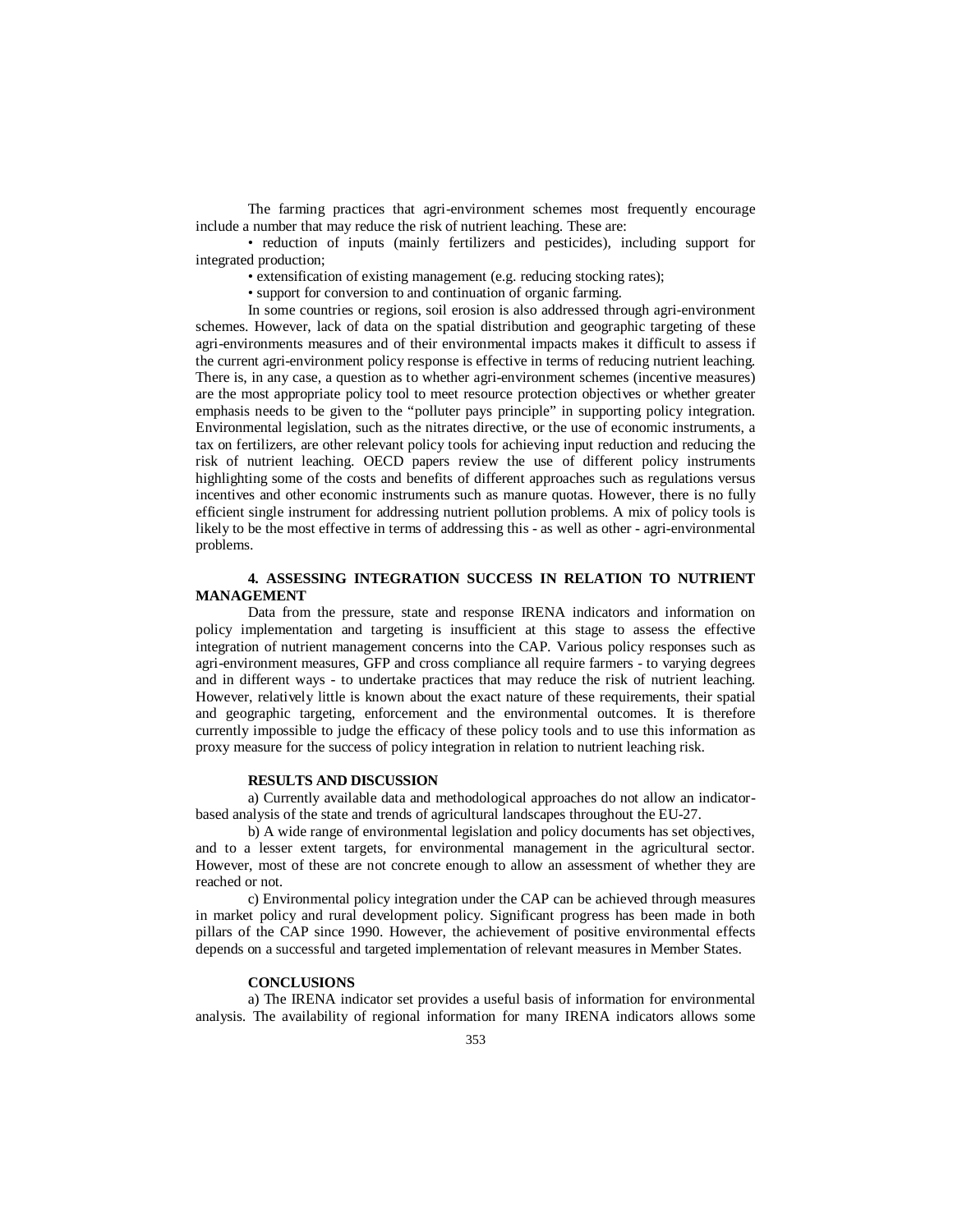The farming practices that agri-environment schemes most frequently encourage include a number that may reduce the risk of nutrient leaching. These are:

- reduction of inputs (mainly fertilizers and pesticides), including support for integrated production;
- extensification of existing management (e.g. reducing stocking rates);
- support for conversion to and continuation of organic farming.

In some countries or regions, soil erosion is also addressed through agri-environment schemes. However, lack of data on the spatial distribution and geographic targeting of these agri-environments measures and of their environmental impacts makes it difficult to assess if the current agri-environment policy response is effective in terms of reducing nutrient leaching. There is, in any case, a question as to whether agri-environment schemes (incentive measures) are the most appropriate policy tool to meet resource protection objectives or whether greater emphasis needs to be given to the "polluter pays principle" in supporting policy integration. Environmental legislation, such as the nitrates directive, or the use of economic instruments, a tax on fertilizers, are other relevant policy tools for achieving input reduction and reducing the risk of nutrient leaching. OECD papers review the use of different policy instruments highlighting some of the costs and benefits of different approaches such as regulations versus incentives and other economic instruments such as manure quotas. However, there is no fully efficient single instrument for addressing nutrient pollution problems. A mix of policy tools is likely to be the most effective in terms of addressing this - as well as other - agri-environmental problems.

## 4. ASSESSING INTEGRATION SUCCESS IN RELATION TO NUTRIENT MANAGEMENT

Data from the pressure, state and response IRENA indicators and information on policy implementation and targeting is insufficient at this stage to assess the effective integration of nutrient management concerns into the CAP. Various policy responses such as agri-environment measures, GFP and cross compliance all require farmers - to varying degrees and in different ways - to undertake practices that may reduce the risk of nutrient leaching. However, relatively little is known about the exact nature of these requirements, their spatial and geographic targeting, enforcement and the environmental outcomes. It is therefore currently impossible to judge the efficacy of these policy tools and to use this information as proxy measure for the success of policy integration in relation to nutrient leaching risk.

## RESULTS AND DISCUSSION

a) Currently available data and methodological approaches do not allow an indicator-based analysis of the state and trends of agricultural landscapes throughout the EU-27.

b) A wide range of environmental legislation and policy documents has set objectives, and to a lesser extent targets, for environmental management in the agricultural sector. However, most of these are not concrete enough to allow an assessment of whether they are reached or not.

c) Environmental policy integration under the CAP can be achieved through measures in market policy and rural development policy. Significant progress has been made in both pillars of the CAP since 1990. However, the achievement of positive environmental effects depends on a successful and targeted implementation of relevant measures in Member States.

## CONCLUSIONS

a) The IRENA indicator set provides a useful basis of information for environmental analysis. The availability of regional information for many IRENA indicators allows some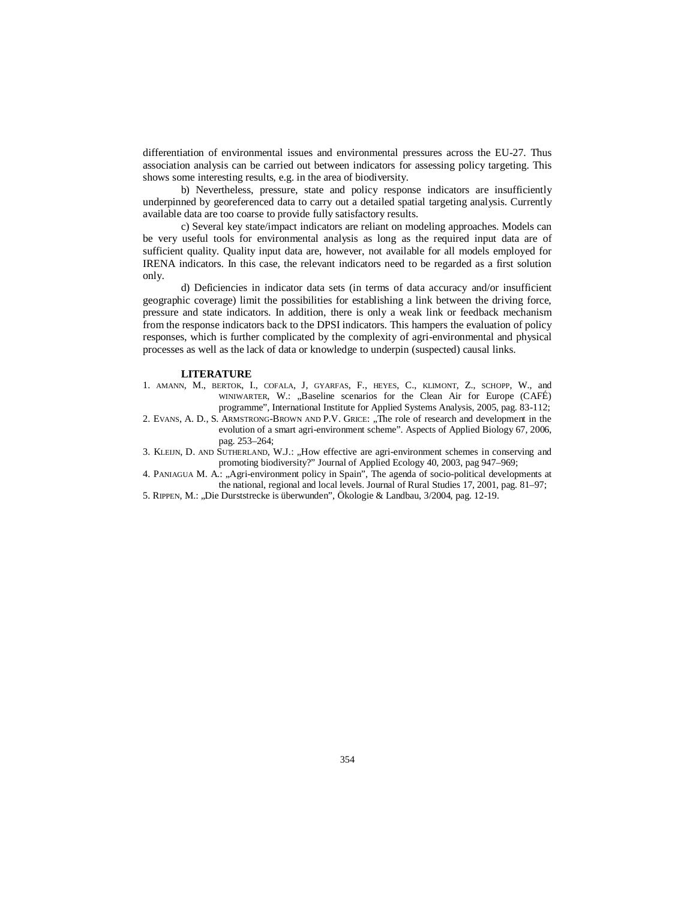differentiation of environmental issues and environmental pressures across the EU-27. Thus association analysis can be carried out between indicators for assessing policy targeting. This shows some interesting results, e.g. in the area of biodiversity.

b) Nevertheless, pressure, state and policy response indicators are insufficiently underpinned by georeferenced data to carry out a detailed spatial targeting analysis. Currently available data are too coarse to provide fully satisfactory results.

c) Several key state/impact indicators are reliant on modeling approaches. Models can be very useful tools for environmental analysis as long as the required input data are of sufficient quality. Quality input data are, however, not available for all models employed for IRENA indicators. In this case, the relevant indicators need to be regarded as a first solution only.

d) Deficiencies in indicator data sets (in terms of data accuracy and/or insufficient geographic coverage) limit the possibilities for establishing a link between the driving force, pressure and state indicators. In addition, there is only a weak link or feedback mechanism from the response indicators back to the DPSI indicators. This hampers the evaluation of policy responses, which is further complicated by the complexity of agri-environmental and physical processes as well as the lack of data or knowledge to underpin (suspected) causal links.

**LITERATURE**

1. AMANN, M., BERTOK, I., COFALA, J, GYARFAS, F., HEYES, C., KLIMONT, Z., SCHOPP, W., and WINIWARTER, W.: „Baseline scenarios for the Clean Air for Europe (CAFÉ) programme", International Institute for Applied Systems Analysis, 2005, pag. 83-112;
2. EVANS, A. D., S. ARMSTRONG-BROWN AND P.V. GRICE: „The role of research and development in the evolution of a smart agri-environment scheme". Aspects of Applied Biology 67, 2006, pag. 253–264;
3. KLEIJN, D. AND SUTHERLAND, W.J.: „How effective are agri-environment schemes in conserving and promoting biodiversity?" Journal of Applied Ecology 40, 2003, pag 947–969;
4. PANIAGUA M. A.: „Agri-environment policy in Spain", The agenda of socio-political developments at the national, regional and local levels. Journal of Rural Studies 17, 2001, pag. 81–97;
5. RIPPEN, M.: „Die Durststrecke is überwunden", Ökologie & Landbau, 3/2004, pag. 12-19.